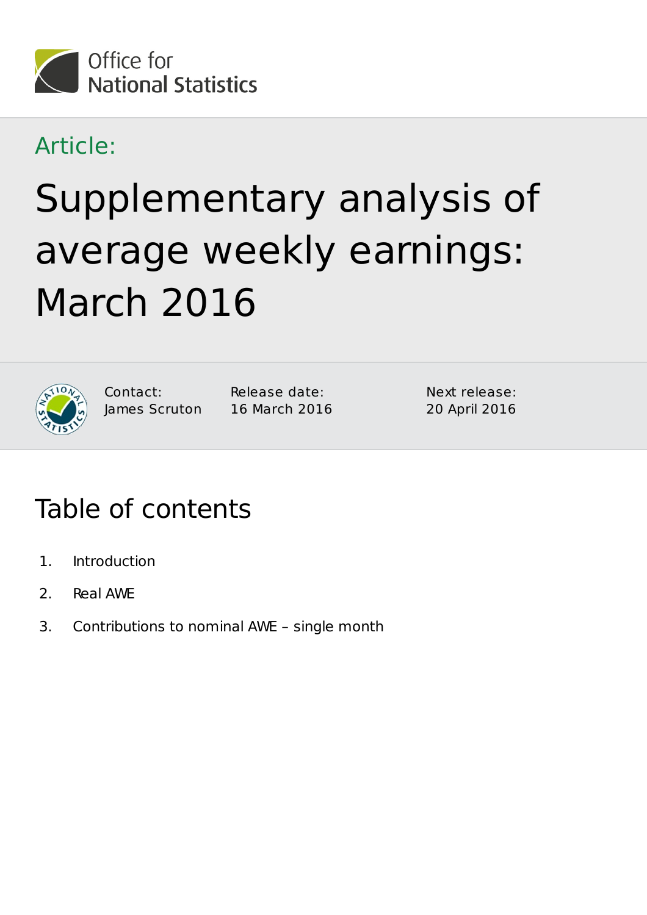Office for National Statistics

Article:

# Supplementary analysis of average weekly earnings: March 2016

Contact: James Scruton

Release date: 16 March 2016

Next release: 20 April 2016

## Table of contents

1. Introduction
2. Real AWE
3. Contributions to nominal AWE – single month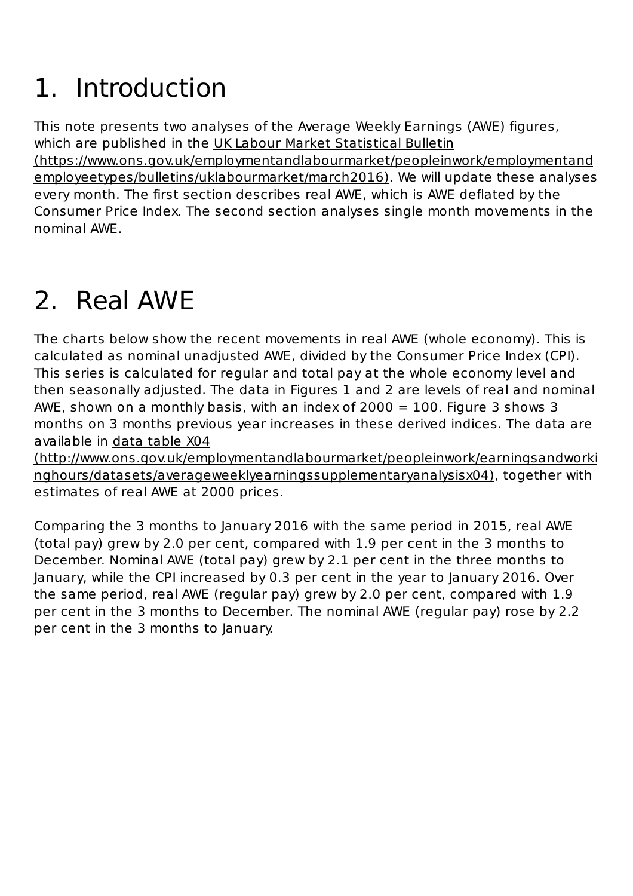# 1. Introduction

This note presents two analyses of the Average Weekly Earnings (AWE) figures, which are published in the UK Labour Market Statistical Bulletin (https://www.ons.gov.uk/employmentandlabourmarket/peopleinwork/employmentandemployeetypes/bulletins/uklabourmarket/march2016). We will update these analyses every month. The first section describes real AWE, which is AWE deflated by the Consumer Price Index. The second section analyses single month movements in the nominal AWE.

# 2. Real AWE

The charts below show the recent movements in real AWE (whole economy). This is calculated as nominal unadjusted AWE, divided by the Consumer Price Index (CPI). This series is calculated for regular and total pay at the whole economy level and then seasonally adjusted. The data in Figures 1 and 2 are levels of real and nominal AWE, shown on a monthly basis, with an index of 2000 = 100. Figure 3 shows 3 months on 3 months previous year increases in these derived indices. The data are available in data table X04 (http://www.ons.gov.uk/employmentandlabourmarket/peopleinwork/earningsandworkinghours/datasets/averageweeklyearningssupplementaryanalysisx04), together with estimates of real AWE at 2000 prices.

Comparing the 3 months to January 2016 with the same period in 2015, real AWE (total pay) grew by 2.0 per cent, compared with 1.9 per cent in the 3 months to December. Nominal AWE (total pay) grew by 2.1 per cent in the three months to January, while the CPI increased by 0.3 per cent in the year to January 2016. Over the same period, real AWE (regular pay) grew by 2.0 per cent, compared with 1.9 per cent in the 3 months to December. The nominal AWE (regular pay) rose by 2.2 per cent in the 3 months to January.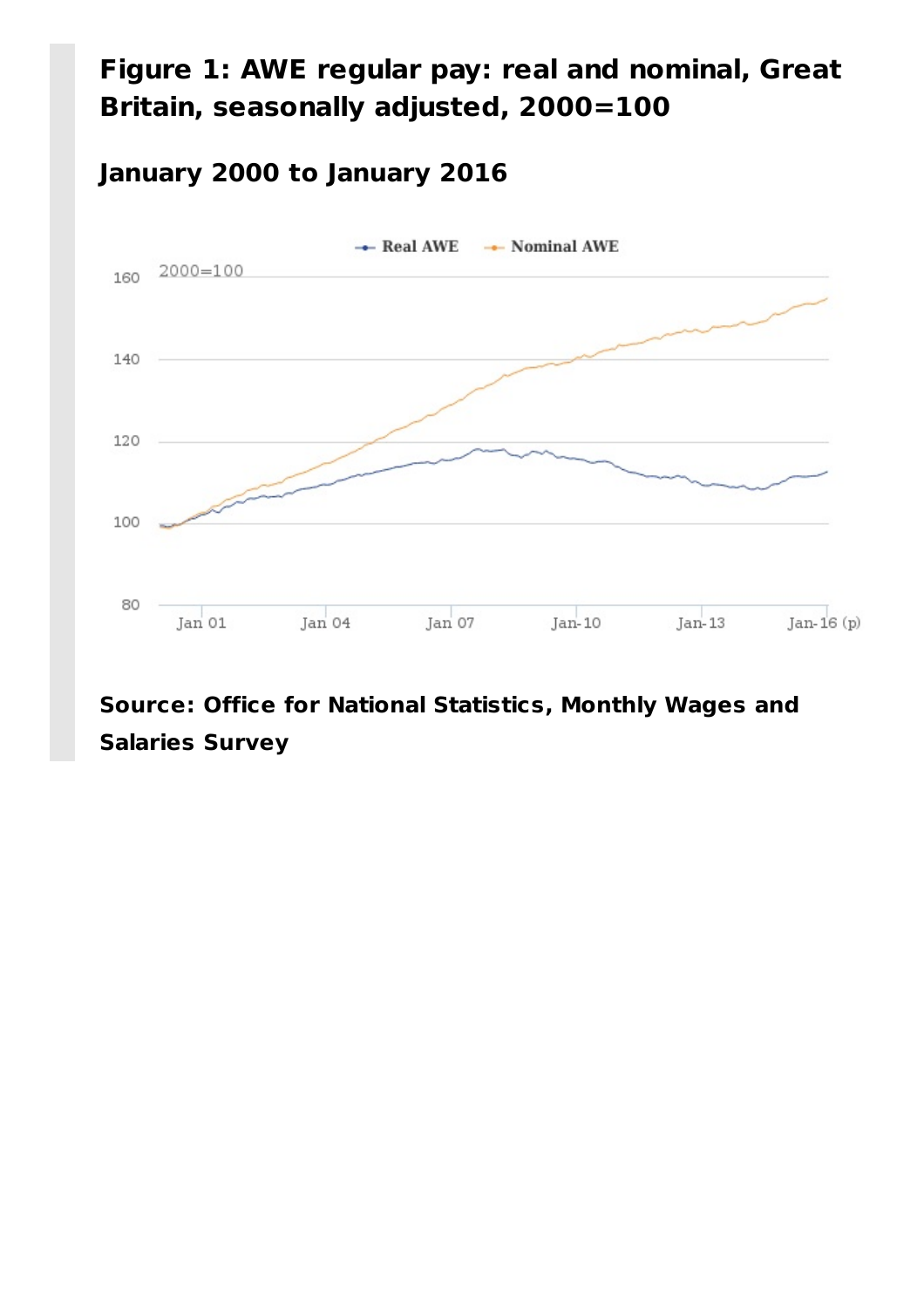## Figure 1: AWE regular pay: real and nominal, Great Britain, seasonally adjusted, 2000=100

### January 2000 to January 2016

**Source: Office for National Statistics, Monthly Wages and Salaries Survey**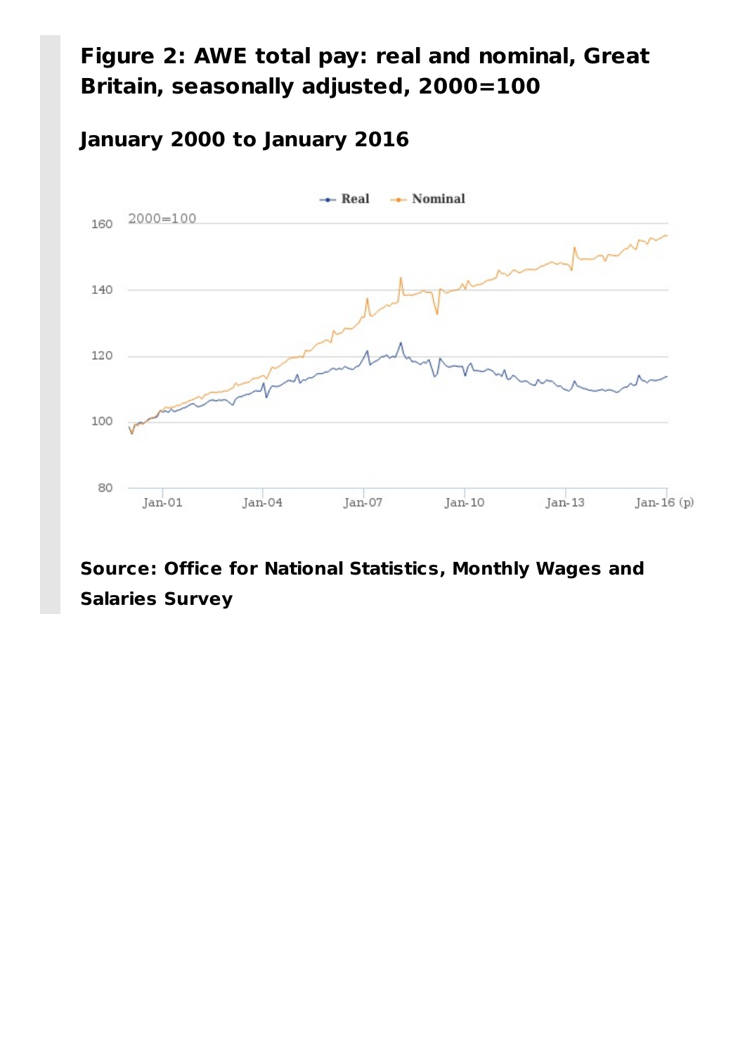### Figure 2: AWE total pay: real and nominal, Great Britain, seasonally adjusted, 2000=100

#### January 2000 to January 2016

**Source: Office for National Statistics, Monthly Wages and Salaries Survey**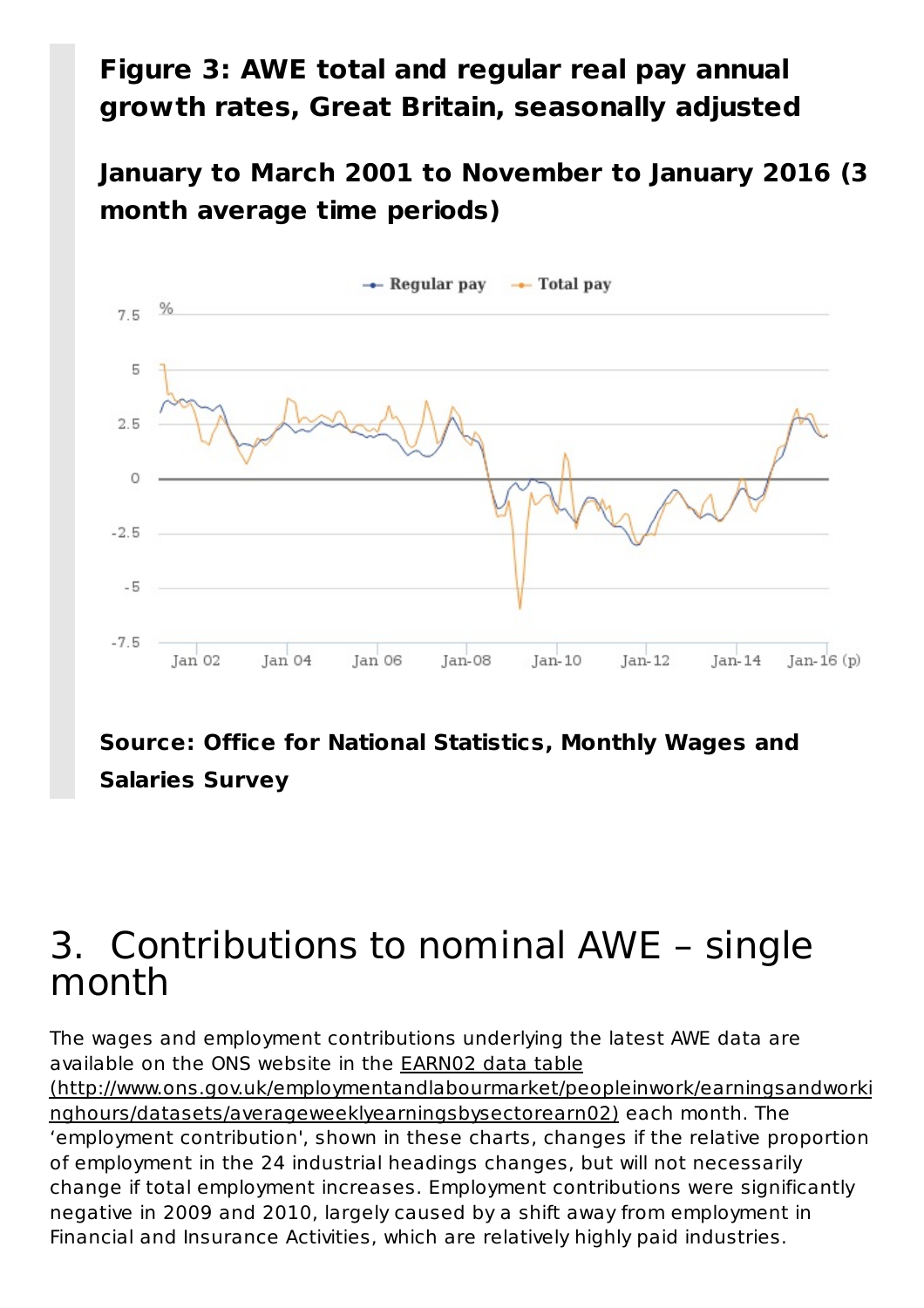**Figure 3: AWE total and regular real pay annual growth rates, Great Britain, seasonally adjusted**

**January to March 2001 to November to January 2016 (3 month average time periods)**

**Source: Office for National Statistics, Monthly Wages and Salaries Survey**

# 3. Contributions to nominal AWE – single month

The wages and employment contributions underlying the latest AWE data are available on the ONS website in the EARN02 data table (http://www.ons.gov.uk/employmentandlabourmarket/peopleinwork/earningsandworkinghours/datasets/averageweeklyearningsbysectorearn02) each month. The 'employment contribution', shown in these charts, changes if the relative proportion of employment in the 24 industrial headings changes, but will not necessarily change if total employment increases. Employment contributions were significantly negative in 2009 and 2010, largely caused by a shift away from employment in Financial and Insurance Activities, which are relatively highly paid industries.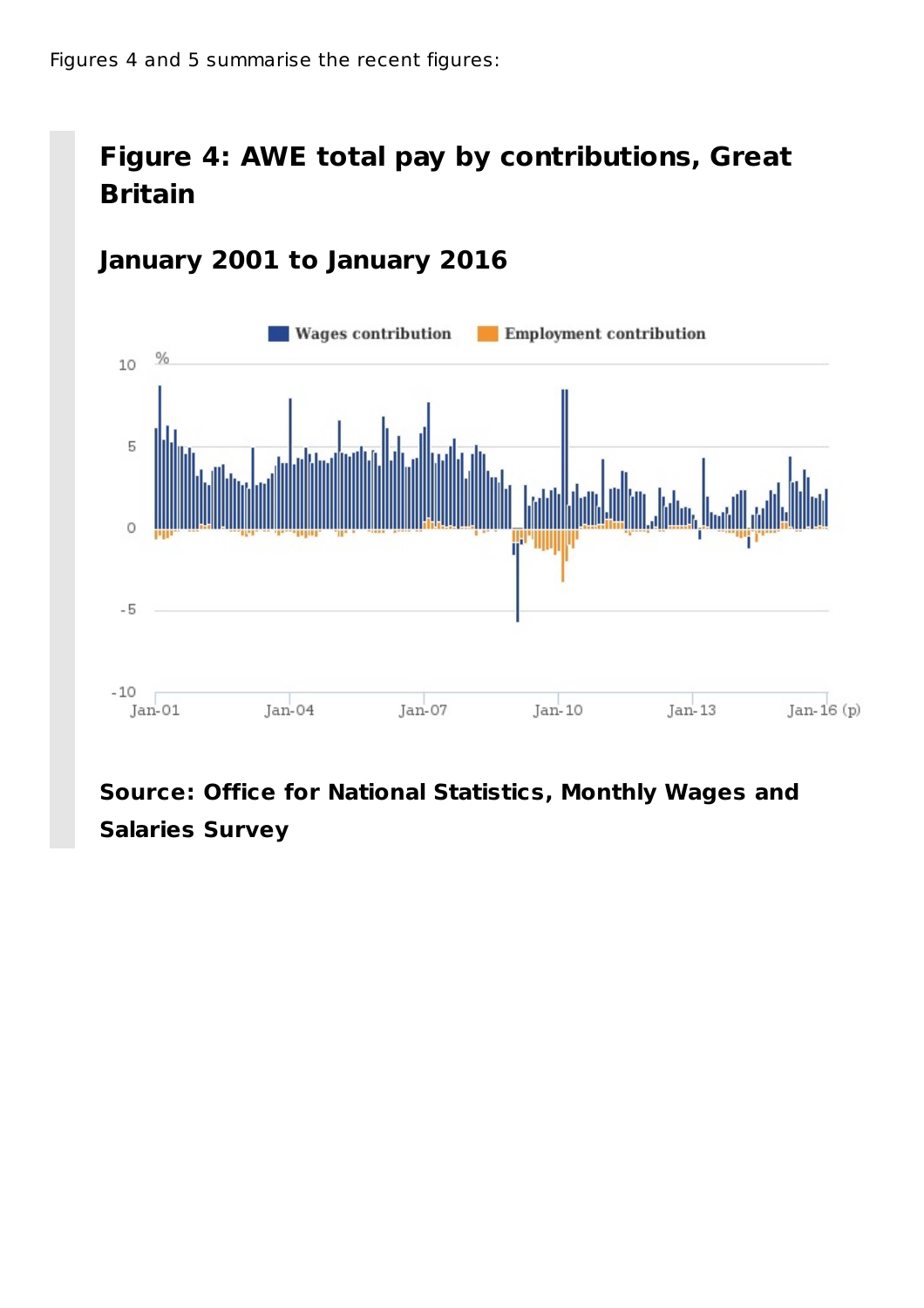Figures 4 and 5 summarise the recent figures:

### Figure 4: AWE total pay by contributions, Great Britain

#### January 2001 to January 2016

**Source: Office for National Statistics, Monthly Wages and Salaries Survey**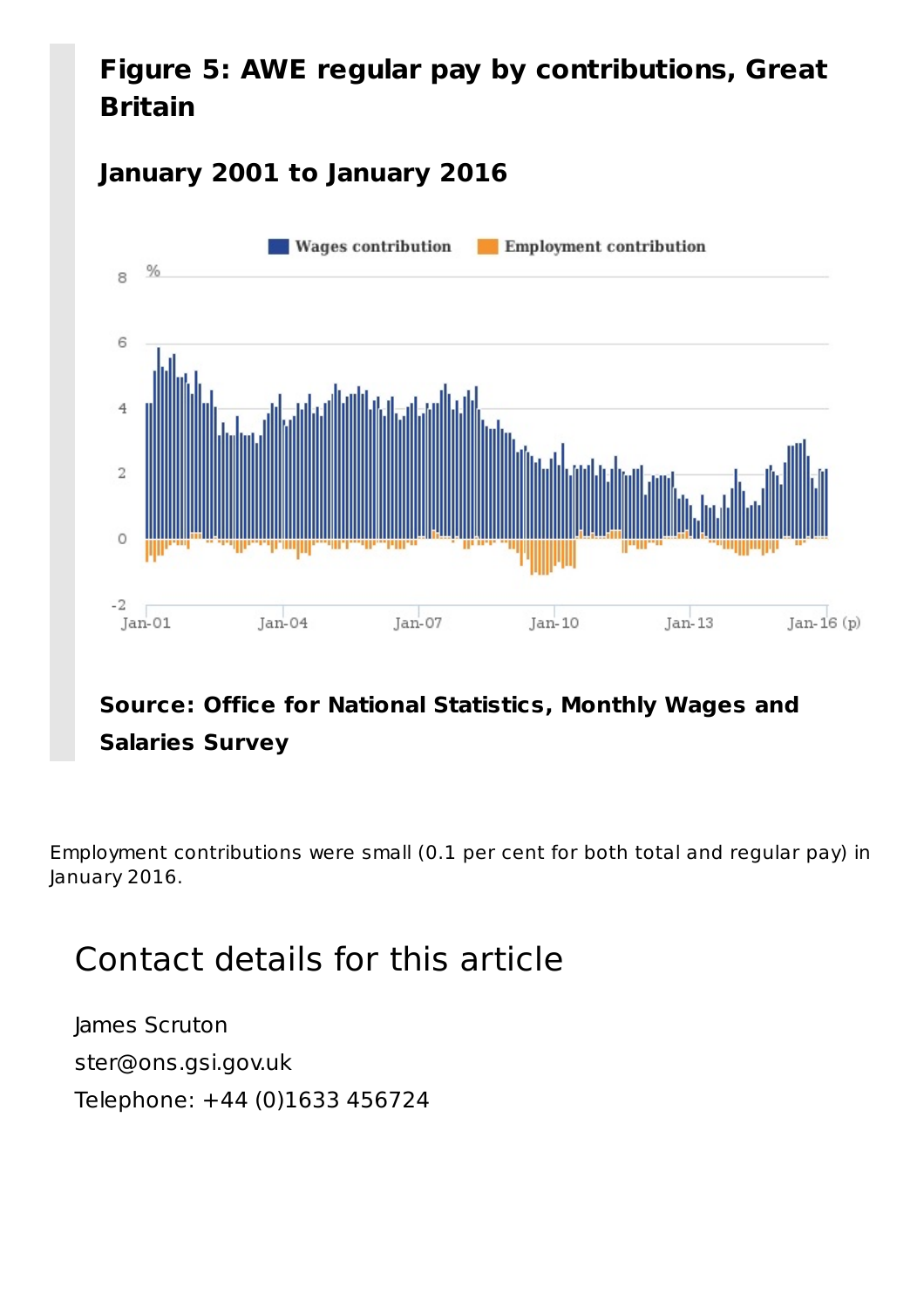## Figure 5: AWE regular pay by contributions, Great Britain

### January 2001 to January 2016

Wages contribution
Employment contribution

%
8
6
4
2
0
-2

Jan-01
Jan-04
Jan-07
Jan-10
Jan-13
Jan-16 (p)

**Source: Office for National Statistics, Monthly Wages and Salaries Survey**

Employment contributions were small (0.1 per cent for both total and regular pay) in January 2016.

## Contact details for this article

James Scruton
ster@ons.gsi.gov.uk
Telephone: +44 (0)1633 456724